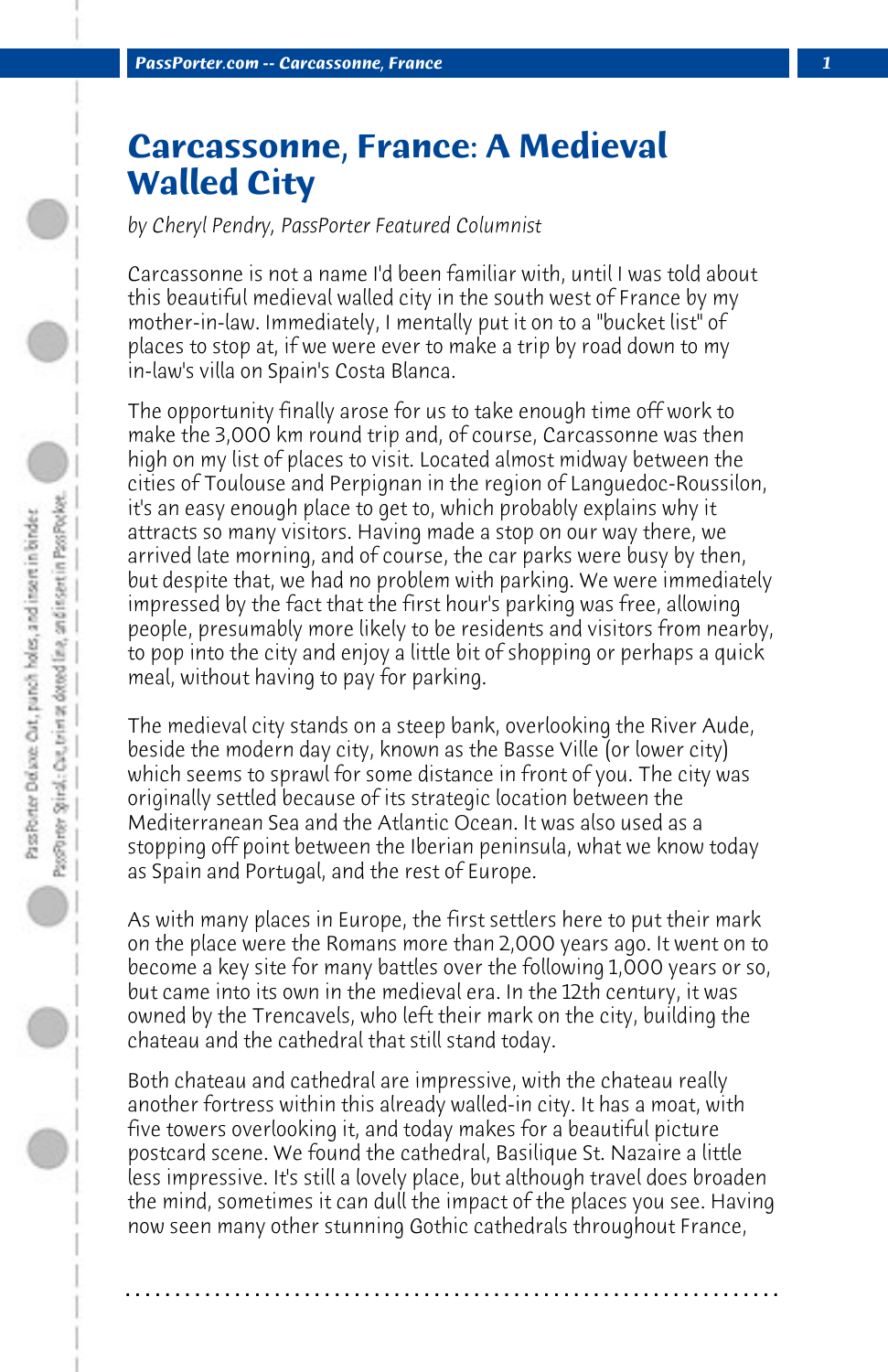# Carcassonne, France: A Medieval Walled City

*by Cheryl Pendry, PassPorter Featured Columnist*

Carcassonne is not a name I'd been familiar with, until I was told about this beautiful medieval walled city in the south west of France by my mother-in-law. Immediately, I mentally put it on to a "bucket list" of places to stop at, if we were ever to make a trip by road down to my in-law's villa on Spain's Costa Blanca.

The opportunity finally arose for us to take enough time off work to make the 3,000 km round trip and, of course, Carcassonne was then high on my list of places to visit. Located almost midway between the cities of Toulouse and Perpignan in the region of Languedoc-Roussilon, it's an easy enough place to get to, which probably explains why it attracts so many visitors. Having made a stop on our way there, we arrived late morning, and of course, the car parks were busy by then, but despite that, we had no problem with parking. We were immediately impressed by the fact that the first hour's parking was free, allowing people, presumably more likely to be residents and visitors from nearby, to pop into the city and enjoy a little bit of shopping or perhaps a quick meal, without having to pay for parking.

The medieval city stands on a steep bank, overlooking the River Aude, beside the modern day city, known as the Basse Ville (or lower city) which seems to sprawl for some distance in front of you. The city was originally settled because of its strategic location between the Mediterranean Sea and the Atlantic Ocean. It was also used as a stopping off point between the Iberian peninsula, what we know today as Spain and Portugal, and the rest of Europe.

As with many places in Europe, the first settlers here to put their mark on the place were the Romans more than 2,000 years ago. It went on to become a key site for many battles over the following 1,000 years or so, but came into its own in the medieval era. In the 12th century, it was owned by the Trencavels, who left their mark on the city, building the chateau and the cathedral that still stand today.

Both chateau and cathedral are impressive, with the chateau really another fortress within this already walled-in city. It has a moat, with five towers overlooking it, and today makes for a beautiful picture postcard scene. We found the cathedral, Basilique St. Nazaire a little less impressive. It's still a lovely place, but although travel does broaden the mind, sometimes it can dull the impact of the places you see. Having now seen many other stunning Gothic cathedrals throughout France,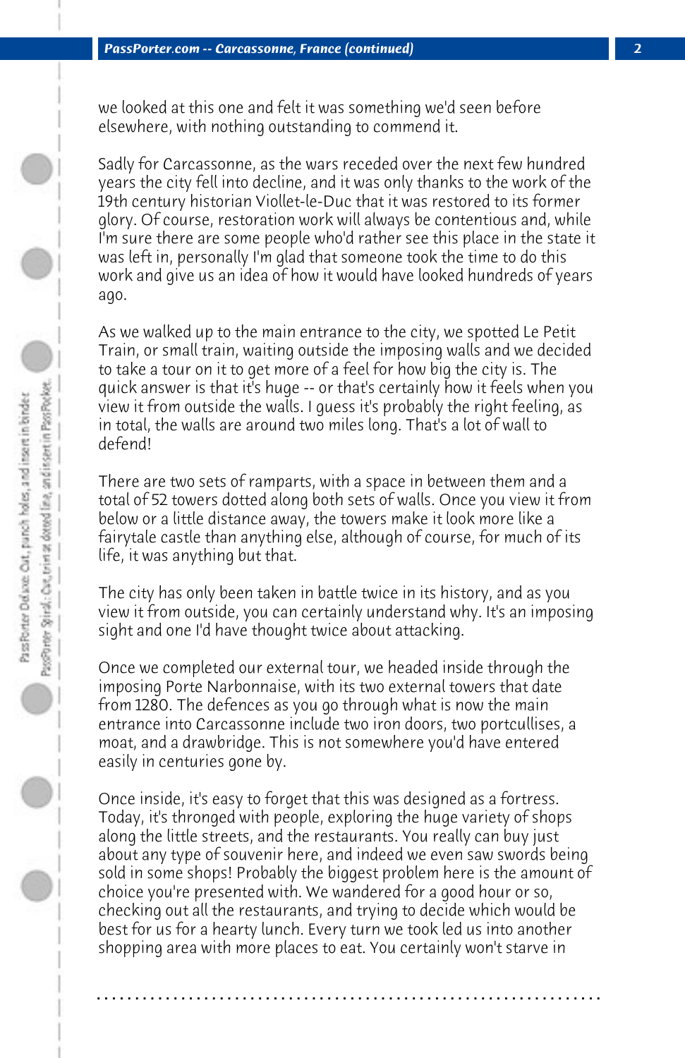we looked at this one and felt it was something we'd seen before elsewhere, with nothing outstanding to commend it.

Sadly for Carcassonne, as the wars receded over the next few hundred years the city fell into decline, and it was only thanks to the work of the 19th century historian Viollet-le-Duc that it was restored to its former glory. Of course, restoration work will always be contentious and, while I'm sure there are some people who'd rather see this place in the state it was left in, personally I'm glad that someone took the time to do this work and give us an idea of how it would have looked hundreds of years ago.

As we walked up to the main entrance to the city, we spotted Le Petit Train, or small train, waiting outside the imposing walls and we decided to take a tour on it to get more of a feel for how big the city is. The quick answer is that it's huge -- or that's certainly how it feels when you view it from outside the walls. I guess it's probably the right feeling, as in total, the walls are around two miles long. That's a lot of wall to defend!

There are two sets of ramparts, with a space in between them and a total of 52 towers dotted along both sets of walls. Once you view it from below or a little distance away, the towers make it look more like a fairytale castle than anything else, although of course, for much of its life, it was anything but that.

The city has only been taken in battle twice in its history, and as you view it from outside, you can certainly understand why. It's an imposing sight and one I'd have thought twice about attacking.

Once we completed our external tour, we headed inside through the imposing Porte Narbonnaise, with its two external towers that date from 1280. The defences as you go through what is now the main entrance into Carcassonne include two iron doors, two portcullises, a moat, and a drawbridge. This is not somewhere you'd have entered easily in centuries gone by.

Once inside, it's easy to forget that this was designed as a fortress. Today, it's thronged with people, exploring the huge variety of shops along the little streets, and the restaurants. You really can buy just about any type of souvenir here, and indeed we even saw swords being sold in some shops! Probably the biggest problem here is the amount of choice you're presented with. We wandered for a good hour or so, checking out all the restaurants, and trying to decide which would be best for us for a hearty lunch. Every turn we took led us into another shopping area with more places to eat. You certainly won't starve in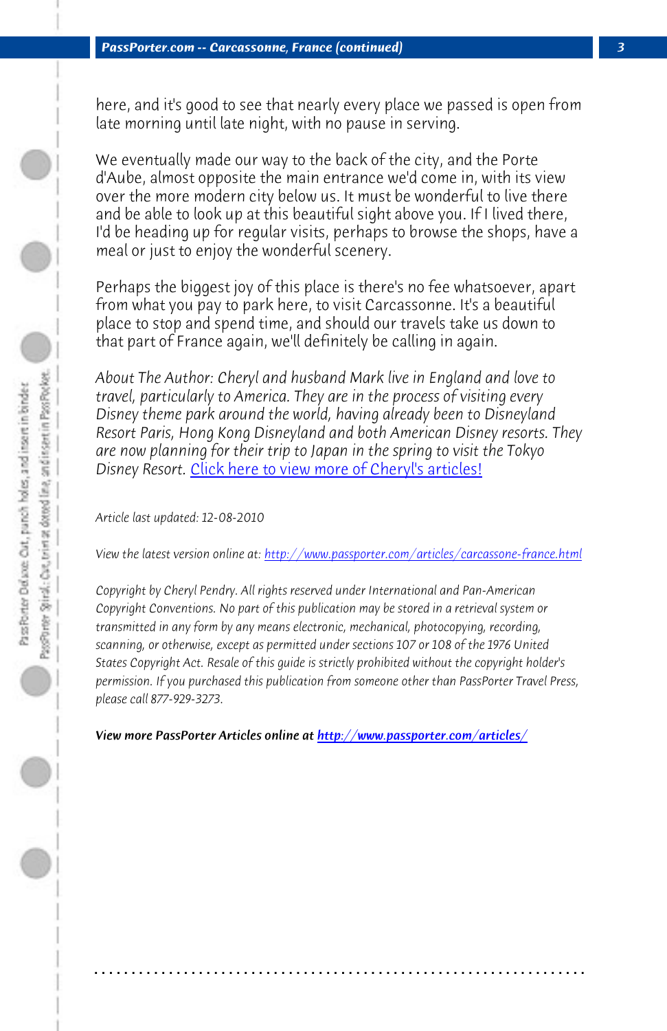here, and it's good to see that nearly every place we passed is open from late morning until late night, with no pause in serving.

We eventually made our way to the back of the city, and the Porte d'Aube, almost opposite the main entrance we'd come in, with its view over the more modern city below us. It must be wonderful to live there and be able to look up at this beautiful sight above you. If I lived there, I'd be heading up for regular visits, perhaps to browse the shops, have a meal or just to enjoy the wonderful scenery.

Perhaps the biggest joy of this place is there's no fee whatsoever, apart from what you pay to park here, to visit Carcassonne. It's a beautiful place to stop and spend time, and should our travels take us down to that part of France again, we'll definitely be calling in again.

*About The Author: Cheryl and husband Mark live in England and love to travel, particularly to America. They are in the process of visiting every Disney theme park around the world, having already been to Disneyland Resort Paris, Hong Kong Disneyland and both American Disney resorts. They are now planning for their trip to Japan in the spring to visit the Tokyo Disney Resort.* Click here to view more of Cheryl's articles!

*Article last updated: 12-08-2010*

*View the latest version online at:* http://www.passporter.com/articles/carcassonne-france.html

*Copyright by Cheryl Pendry. All rights reserved under International and Pan-American Copyright Conventions. No part of this publication may be stored in a retrieval system or transmitted in any form by any means electronic, mechanical, photocopying, recording, scanning, or otherwise, except as permitted under sections 107 or 108 of the 1976 United States Copyright Act. Resale of this guide is strictly prohibited without the copyright holder's permission. If you purchased this publication from someone other than PassPorter Travel Press, please call 877-929-3273.*

***View more PassPorter Articles online at*** **http://www.passporter.com/articles/**